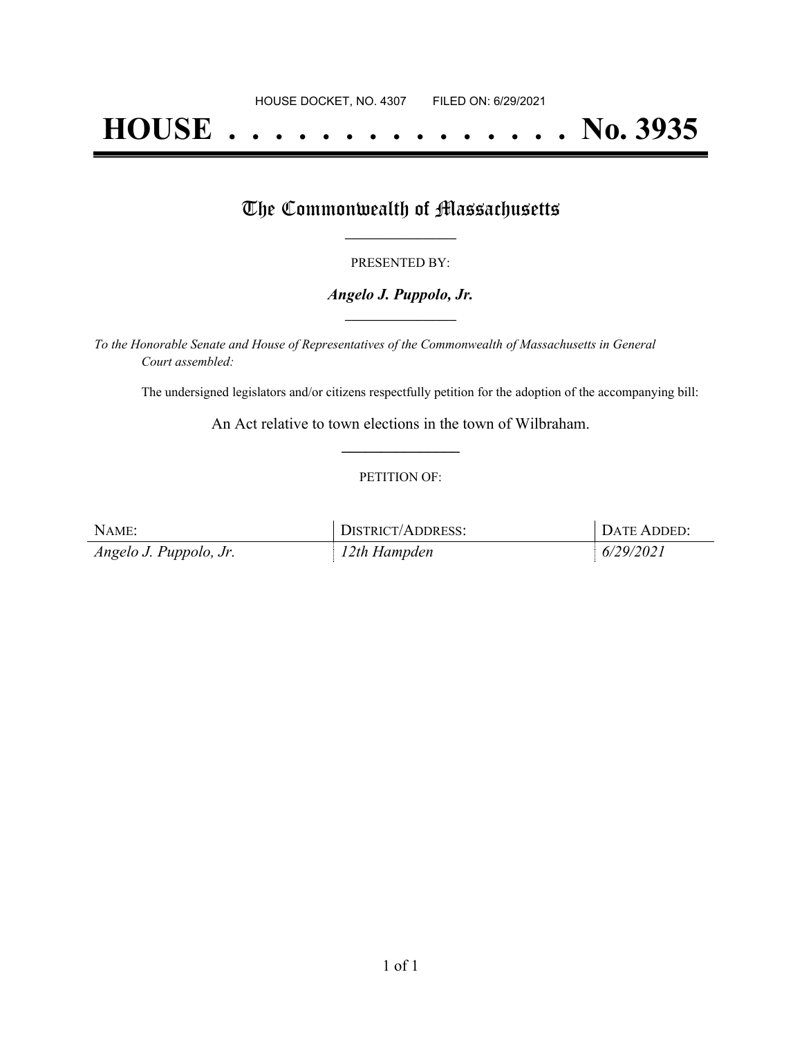HOUSE DOCKET, NO. 4307        FILED ON: 6/29/2021

# HOUSE . . . . . . . . . . . . . . . No. 3935

## The Commonwealth of Massachusetts

PRESENTED BY:

***Angelo J. Puppolo, Jr.***

*To the Honorable Senate and House of Representatives of the Commonwealth of Massachusetts in General Court assembled:*

The undersigned legislators and/or citizens respectfully petition for the adoption of the accompanying bill:

An Act relative to town elections in the town of Wilbraham.

PETITION OF:

| NAME: | DISTRICT/ADDRESS: | DATE ADDED: |
| --- | --- | --- |
| *Angelo J. Puppolo, Jr.* | *12th Hampden* | *6/29/2021* |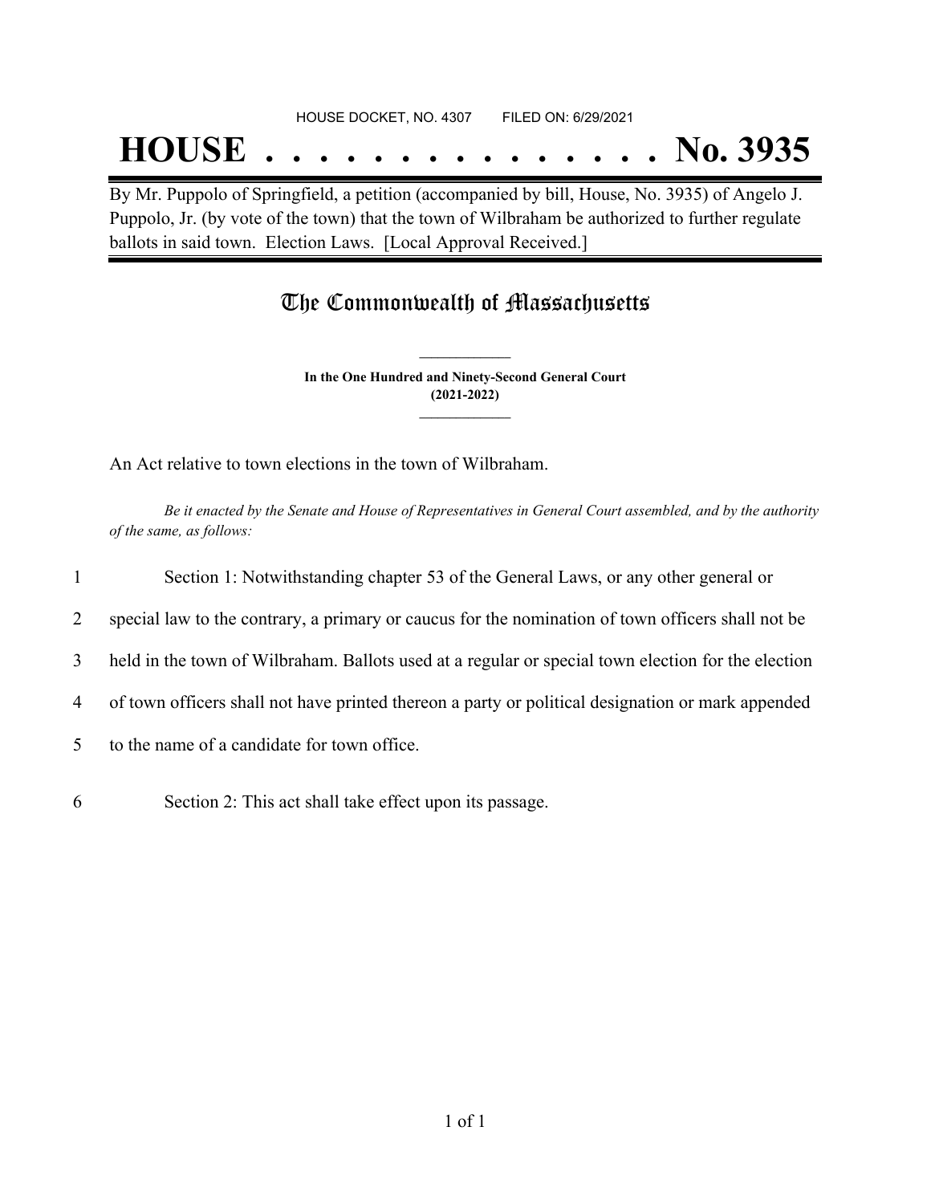HOUSE DOCKET, NO. 4307 FILED ON: 6/29/2021

# HOUSE . . . . . . . . . . . . . . . No. 3935

By Mr. Puppolo of Springfield, a petition (accompanied by bill, House, No. 3935) of Angelo J. Puppolo, Jr. (by vote of the town) that the town of Wilbraham be authorized to further regulate ballots in said town. Election Laws. [Local Approval Received.]

## The Commonwealth of Massachusetts

**In the One Hundred and Ninety-Second General Court**
**(2021-2022)**

An Act relative to town elections in the town of Wilbraham.

*Be it enacted by the Senate and House of Representatives in General Court assembled, and by the authority of the same, as follows:*

1 Section 1: Notwithstanding chapter 53 of the General Laws, or any other general or
2 special law to the contrary, a primary or caucus for the nomination of town officers shall not be
3 held in the town of Wilbraham. Ballots used at a regular or special town election for the election
4 of town officers shall not have printed thereon a party or political designation or mark appended
5 to the name of a candidate for town office.

6 Section 2: This act shall take effect upon its passage.